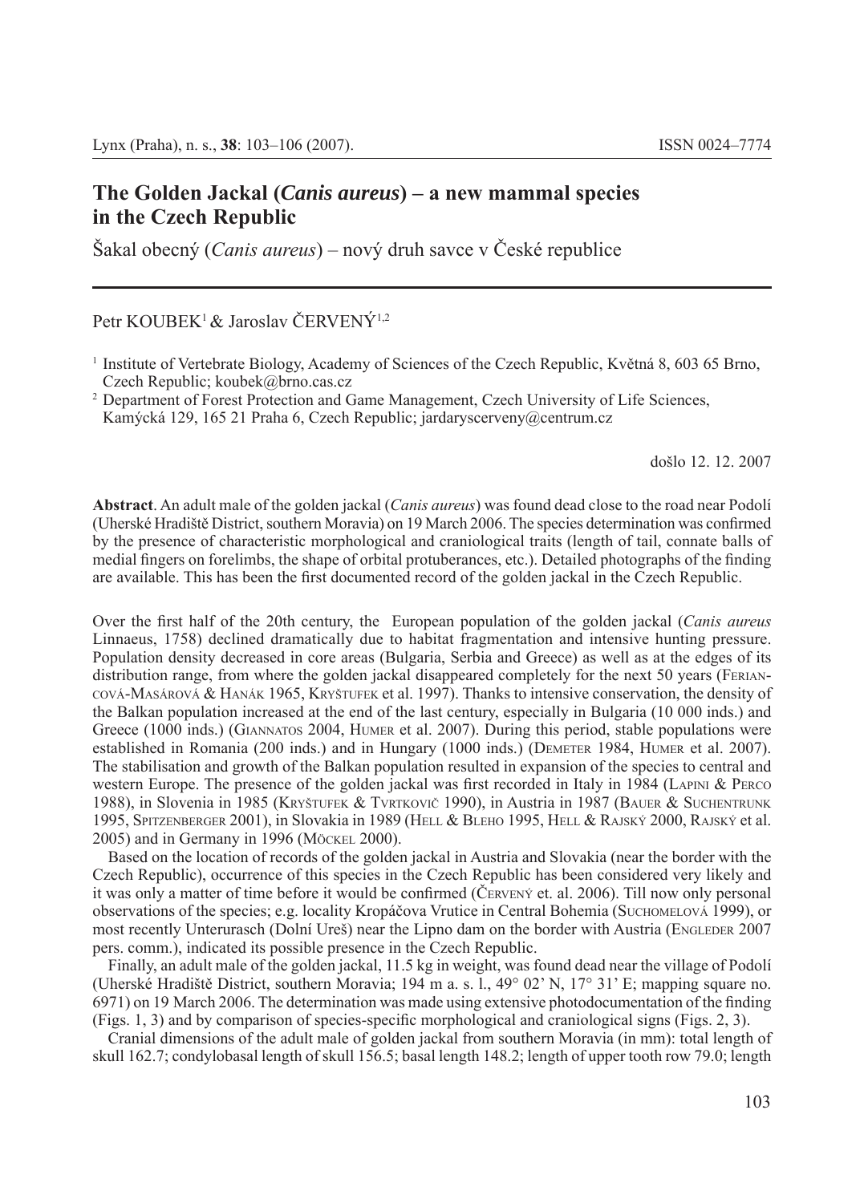# The Golden Jackal (*Canis aureus*) – a new mammal species in the Czech Republic

Šakal obecný (*Canis aureus*) – nový druh savce v České republice

Petr KOUBEK[1] & Jaroslav ČERVENÝ[1,2]

[1] Institute of Vertebrate Biology, Academy of Sciences of the Czech Republic, Květná 8, 603 65 Brno, Czech Republic; koubek@brno.cas.cz

[2] Department of Forest Protection and Game Management, Czech University of Life Sciences, Kamýcká 129, 165 21 Praha 6, Czech Republic; jardaryscerveny@centrum.cz

došlo 12. 12. 2007

**Abstract**. An adult male of the golden jackal (*Canis aureus*) was found dead close to the road near Podolí (Uherské Hradiště District, southern Moravia) on 19 March 2006. The species determination was confirmed by the presence of characteristic morphological and craniological traits (length of tail, connate balls of medial fingers on forelimbs, the shape of orbital protuberances, etc.). Detailed photographs of the finding are available. This has been the first documented record of the golden jackal in the Czech Republic.

Over the first half of the 20th century, the European population of the golden jackal (*Canis aureus* Linnaeus, 1758) declined dramatically due to habitat fragmentation and intensive hunting pressure. Population density decreased in core areas (Bulgaria, Serbia and Greece) as well as at the edges of its distribution range, from where the golden jackal disappeared completely for the next 50 years (Feriancová-Masárová & Hanák 1965, Kryštufek et al. 1997). Thanks to intensive conservation, the density of the Balkan population increased at the end of the last century, especially in Bulgaria (10 000 inds.) and Greece (1000 inds.) (Giannatos 2004, Humer et al. 2007). During this period, stable populations were established in Romania (200 inds.) and in Hungary (1000 inds.) (Demeter 1984, Humer et al. 2007). The stabilisation and growth of the Balkan population resulted in expansion of the species to central and western Europe. The presence of the golden jackal was first recorded in Italy in 1984 (Lapini & Perco 1988), in Slovenia in 1985 (Kryštufek & Tvrtkovič 1990), in Austria in 1987 (Bauer & Suchentrunk 1995, Spitzenberger 2001), in Slovakia in 1989 (Hell & Bleho 1995, Hell & Rajský 2000, Rajský et al. 2005) and in Germany in 1996 (Möckel 2000).

Based on the location of records of the golden jackal in Austria and Slovakia (near the border with the Czech Republic), occurrence of this species in the Czech Republic has been considered very likely and it was only a matter of time before it would be confirmed (Červený et. al. 2006). Till now only personal observations of the species; e.g. locality Kropáčova Vrutice in Central Bohemia (Suchomelová 1999), or most recently Unterurasch (Dolní Ureš) near the Lipno dam on the border with Austria (Engleder 2007 pers. comm.), indicated its possible presence in the Czech Republic.

Finally, an adult male of the golden jackal, 11.5 kg in weight, was found dead near the village of Podolí (Uherské Hradiště District, southern Moravia; 194 m a. s. l., 49° 02' N, 17° 31' E; mapping square no. 6971) on 19 March 2006. The determination was made using extensive photodocumentation of the finding (Figs. 1, 3) and by comparison of species-specific morphological and craniological signs (Figs. 2, 3).

Cranial dimensions of the adult male of golden jackal from southern Moravia (in mm): total length of skull 162.7; condylobasal length of skull 156.5; basal length 148.2; length of upper tooth row 79.0; length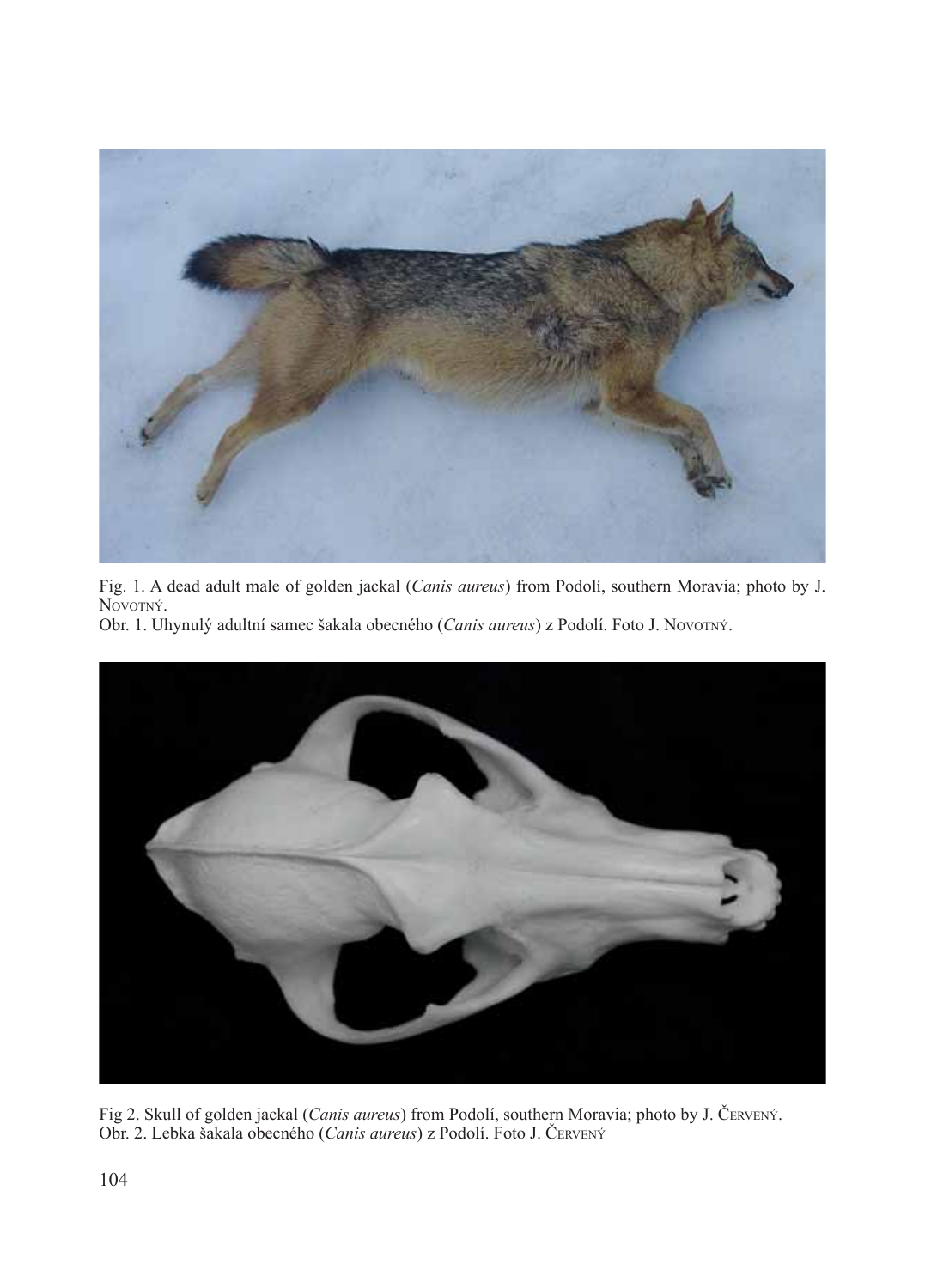Fig. 1. A dead adult male of golden jackal (*Canis aureus*) from Podolí, southern Moravia; photo by J. Novotný.
Obr. 1. Uhynulý adultní samec šakala obecného (*Canis aureus*) z Podolí. Foto J. Novotný.

Fig 2. Skull of golden jackal (*Canis aureus*) from Podolí, southern Moravia; photo by J. Červený.
Obr. 2. Lebka šakala obecného (*Canis aureus*) z Podolí. Foto J. Červený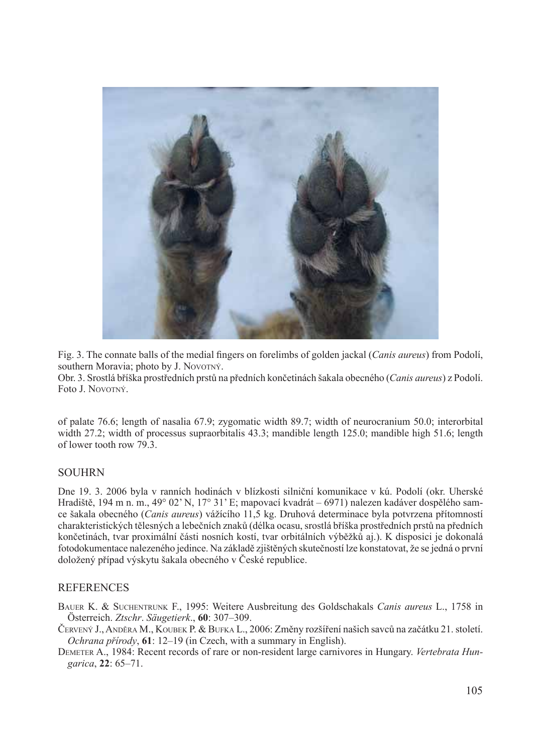Fig. 3. The connate balls of the medial fingers on forelimbs of golden jackal (*Canis aureus*) from Podolí, southern Moravia; photo by J. Novotný.
Obr. 3. Srostlá bříška prostředních prstů na předních končetinách šakala obecného (*Canis aureus*) z Podolí. Foto J. Novotný.

of palate 76.6; length of nasalia 67.9; zygomatic width 89.7; width of neurocranium 50.0; interorbital width 27.2; width of processus supraorbitalis 43.3; mandible length 125.0; mandible high 51.6; length of lower tooth row 79.3.

## SOUHRN

Dne 19. 3. 2006 byla v ranních hodinách v blízkosti silniční komunikace v kú. Podolí (okr. Uherské Hradiště, 194 m n. m., 49° 02' N, 17° 31' E; mapovací kvadrát – 6971) nalezen kadáver dospělého samce šakala obecného (*Canis aureus*) vážícího 11,5 kg. Druhová determinace byla potvrzena přítomností charakteristických tělesných a lebečních znaků (délka ocasu, srostlá bříška prostředních prstů na předních končetinách, tvar proximální části nosních kostí, tvar orbitálních výběžků aj.). K disposici je dokonalá fotodokumentace nalezeného jedince. Na základě zjištěných skutečností lze konstatovat, že se jedná o první doložený případ výskytu šakala obecného v České republice.

## REFERENCES

Bauer K. & Suchentrunk F., 1995: Weitere Ausbreitung des Goldschakals *Canis aureus* L., 1758 in Österreich. *Ztschr. Säugetierk.*, **60**: 307–309.

Červený J., Anděra M., Koubek P. & Bufka L., 2006: Změny rozšíření našich savců na začátku 21. století. *Ochrana přírody*, **61**: 12–19 (in Czech, with a summary in English).

Demeter A., 1984: Recent records of rare or non-resident large carnivores in Hungary. *Vertebrata Hungarica*, **22**: 65–71.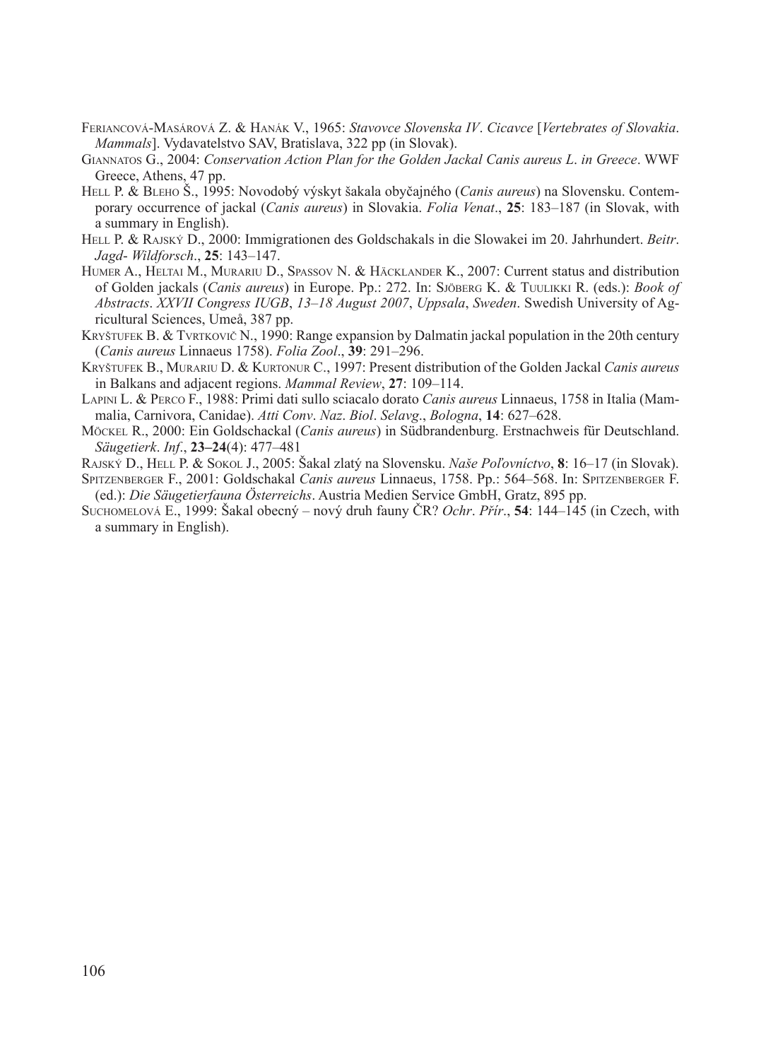Feriancová-Masárová Z. & Hanák V., 1965: *Stavovce Slovenska IV. Cicavce* [*Vertebrates of Slovakia. Mammals*]. Vydavatelstvo SAV, Bratislava, 322 pp (in Slovak).

Giannatos G., 2004: *Conservation Action Plan for the Golden Jackal Canis aureus L. in Greece*. WWF Greece, Athens, 47 pp.

Hell P. & Bleho Š., 1995: Novodobý výskyt šakala obyčajného (*Canis aureus*) na Slovensku. Contemporary occurrence of jackal (*Canis aureus*) in Slovakia. *Folia Venat*., **25**: 183–187 (in Slovak, with a summary in English).

Hell P. & Rajský D., 2000: Immigrationen des Goldschakals in die Slowakei im 20. Jahrhundert. *Beitr. Jagd- Wildforsch*., **25**: 143–147.

Humer A., Heltai M., Murariu D., Spassov N. & Häcklander K., 2007: Current status and distribution of Golden jackals (*Canis aureus*) in Europe. Pp.: 272. In: Sjöberg K. & Tuulikki R. (eds.): *Book of Abstracts. XXVII Congress IUGB, 13–18 August 2007, Uppsala, Sweden*. Swedish University of Agricultural Sciences, Umeå, 387 pp.

Kryštufek B. & Tvrtkovič N., 1990: Range expansion by Dalmatin jackal population in the 20th century (*Canis aureus* Linnaeus 1758). *Folia Zool*., **39**: 291–296.

Kryštufek B., Murariu D. & Kurtonur C., 1997: Present distribution of the Golden Jackal *Canis aureus* in Balkans and adjacent regions. *Mammal Review*, **27**: 109–114.

Lapini L. & Perco F., 1988: Primi dati sullo sciacalo dorato *Canis aureus* Linnaeus, 1758 in Italia (Mammalia, Carnivora, Canidae). *Atti Conv. Naz. Biol. Selavg., Bologna*, **14**: 627–628.

Möckel R., 2000: Ein Goldschackal (*Canis aureus*) in Südbrandenburg. Erstnachweis für Deutschland. *Säugetierk. Inf*., **23–24**(4): 477–481

Rajský D., Hell P. & Sokol J., 2005: Šakal zlatý na Slovensku. *Naše Poľovníctvo*, **8**: 16–17 (in Slovak).

Spitzenberger F., 2001: Goldschakal *Canis aureus* Linnaeus, 1758. Pp.: 564–568. In: Spitzenberger F. (ed.): *Die Säugetierfauna Österreichs*. Austria Medien Service GmbH, Gratz, 895 pp.

Suchomelová E., 1999: Šakal obecný – nový druh fauny ČR? *Ochr. Přír*., **54**: 144–145 (in Czech, with a summary in English).